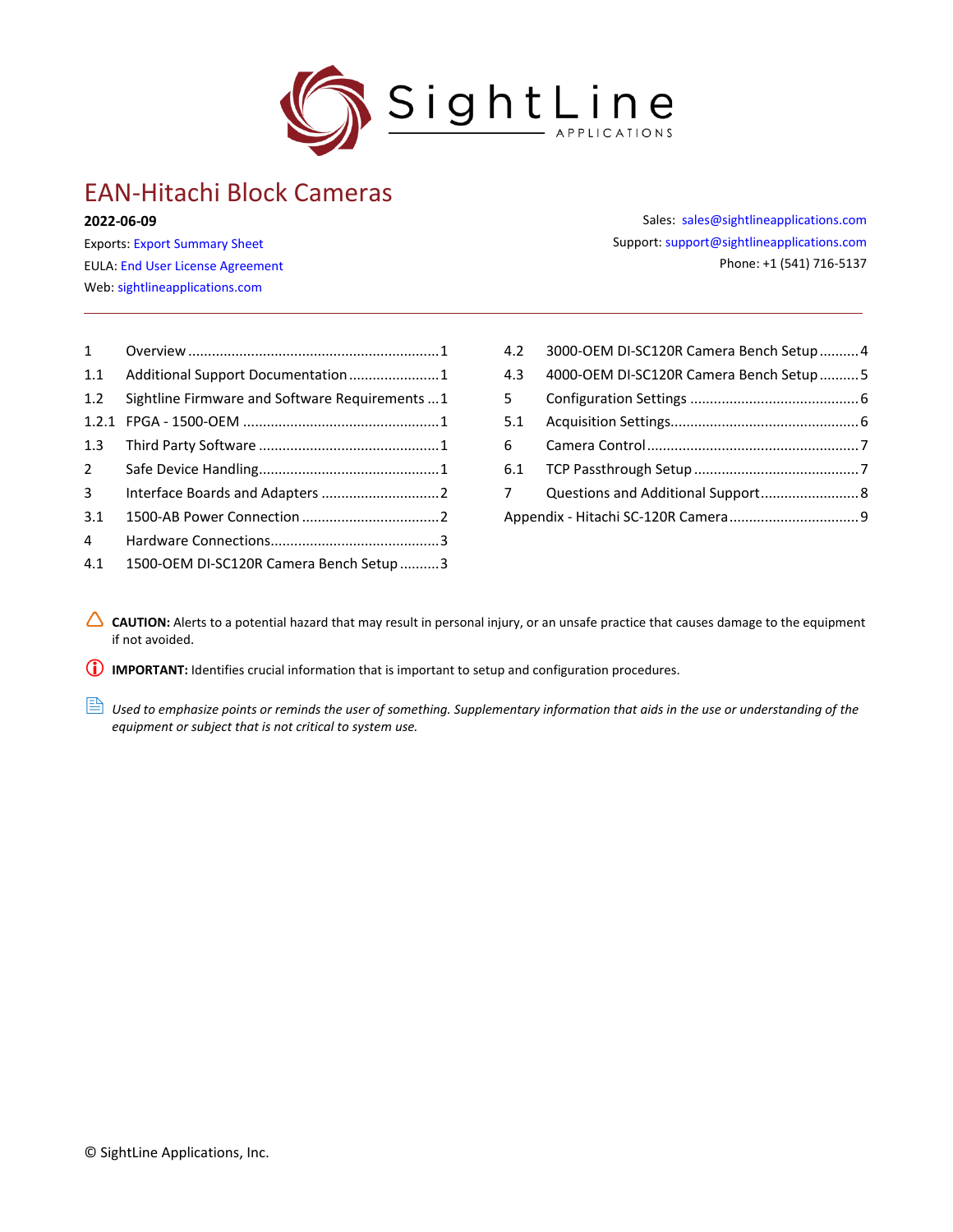# EAN-Hitachi Block Cameras

**2022-06-09**

Exports: Export Summary Sheet

EULA: End User License Agreement

Web: sightlineapplications.com

Sales: sales@sightlineapplications.com

Support: support@sightlineapplications.com

Phone: +1 (541) 716-5137

---

1 Overview ........................................ 1

1.1 Additional Support Documentation ........................................ 1

1.2 Sightline Firmware and Software Requirements ........................................ 1

1.2.1 FPGA - 1500-OEM ........................................ 1

1.3 Third Party Software ........................................ 1

2 Safe Device Handling ........................................ 1

3 Interface Boards and Adapters ........................................ 2

3.1 1500-AB Power Connection ........................................ 2

4 Hardware Connections ........................................ 3

4.1 1500-OEM DI-SC120R Camera Bench Setup ........................................ 3

4.2 3000-OEM DI-SC120R Camera Bench Setup ........................................ 4

4.3 4000-OEM DI-SC120R Camera Bench Setup ........................................ 5

5 Configuration Settings ........................................ 6

5.1 Acquisition Settings ........................................ 6

6 Camera Control ........................................ 7

6.1 TCP Passthrough Setup ........................................ 7

7 Questions and Additional Support ........................................ 8

Appendix - Hitachi SC-120R Camera ........................................ 9

**CAUTION:** Alerts to a potential hazard that may result in personal injury, or an unsafe practice that causes damage to the equipment if not avoided.

**IMPORTANT:** Identifies crucial information that is important to setup and configuration procedures.

*Used to emphasize points or reminds the user of something. Supplementary information that aids in the use or understanding of the equipment or subject that is not critical to system use.*

© SightLine Applications, Inc.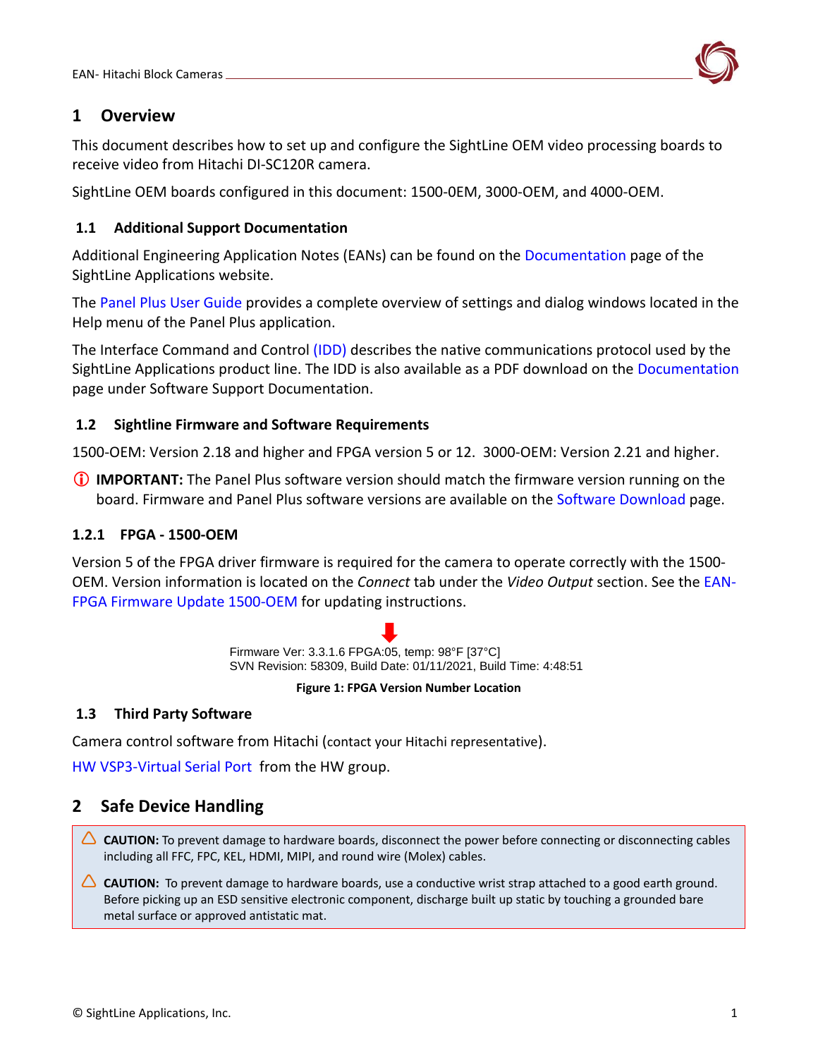# 1 Overview

This document describes how to set up and configure the SightLine OEM video processing boards to receive video from Hitachi DI-SC120R camera.

SightLine OEM boards configured in this document: 1500-OEM, 3000-OEM, and 4000-OEM.

## 1.1 Additional Support Documentation

Additional Engineering Application Notes (EANs) can be found on the Documentation page of the SightLine Applications website.

The Panel Plus User Guide provides a complete overview of settings and dialog windows located in the Help menu of the Panel Plus application.

The Interface Command and Control (IDD) describes the native communications protocol used by the SightLine Applications product line. The IDD is also available as a PDF download on the Documentation page under Software Support Documentation.

## 1.2 Sightline Firmware and Software Requirements

1500-OEM: Version 2.18 and higher and FPGA version 5 or 12. 3000-OEM: Version 2.21 and higher.

ⓘ **IMPORTANT:** The Panel Plus software version should match the firmware version running on the board. Firmware and Panel Plus software versions are available on the Software Download page.

### 1.2.1 FPGA - 1500-OEM

Version 5 of the FPGA driver firmware is required for the camera to operate correctly with the 1500-OEM. Version information is located on the *Connect* tab under the *Video Output* section. See the EAN-FPGA Firmware Update 1500-OEM for updating instructions.

Firmware Ver: 3.3.1.6 FPGA:05, temp: 98°F [37°C]
SVN Revision: 58309, Build Date: 01/11/2021, Build Time: 4:48:51

**Figure 1: FPGA Version Number Location**

## 1.3 Third Party Software

Camera control software from Hitachi (contact your Hitachi representative).

HW VSP3-Virtual Serial Port from the HW group.

# 2 Safe Device Handling

⚠ **CAUTION:** To prevent damage to hardware boards, disconnect the power before connecting or disconnecting cables including all FFC, FPC, KEL, HDMI, MIPI, and round wire (Molex) cables.

⚠ **CAUTION:** To prevent damage to hardware boards, use a conductive wrist strap attached to a good earth ground. Before picking up an ESD sensitive electronic component, discharge built up static by touching a grounded bare metal surface or approved antistatic mat.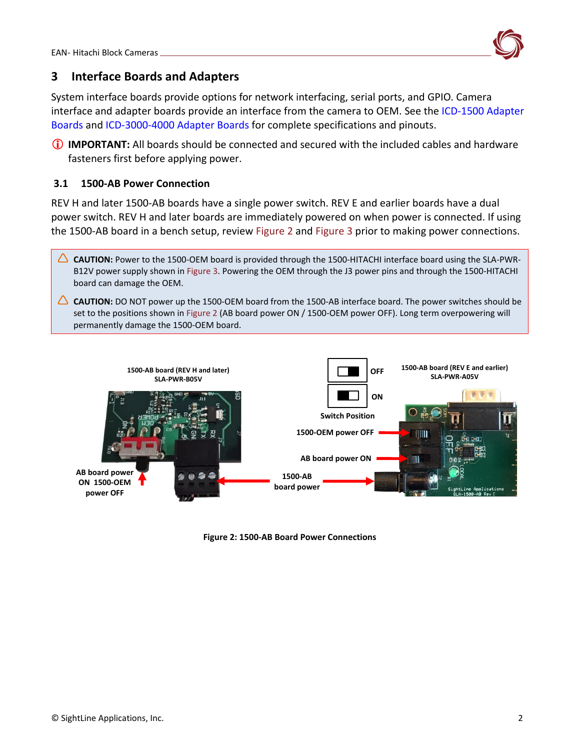## 3 Interface Boards and Adapters

System interface boards provide options for network interfacing, serial ports, and GPIO. Camera interface and adapter boards provide an interface from the camera to OEM. See the ICD-1500 Adapter Boards and ICD-3000-4000 Adapter Boards for complete specifications and pinouts.

ⓘ **IMPORTANT:** All boards should be connected and secured with the included cables and hardware fasteners first before applying power.

### 3.1 1500-AB Power Connection

REV H and later 1500-AB boards have a single power switch. REV E and earlier boards have a dual power switch. REV H and later boards are immediately powered on when power is connected. If using the 1500-AB board in a bench setup, review Figure 2 and Figure 3 prior to making power connections.

> ⚠ **CAUTION:** Power to the 1500-OEM board is provided through the 1500-HITACHI interface board using the SLA-PWR-B12V power supply shown in Figure 3. Powering the OEM through the J3 power pins and through the 1500-HITACHI board can damage the OEM.
>
> ⚠ **CAUTION:** DO NOT power up the 1500-OEM board from the 1500-AB interface board. The power switches should be set to the positions shown in Figure 2 (AB board power ON / 1500-OEM power OFF). Long term overpowering will permanently damage the 1500-OEM board.

1500-AB board (REV H and later) SLA-PWR-B05V

AB board power ON 1500-OEM power OFF

1500-AB board power

Switch Position: OFF / ON

1500-AB board (REV E and earlier) SLA-PWR-A05V

1500-OEM power OFF

AB board power ON

Figure 2: 1500-AB Board Power Connections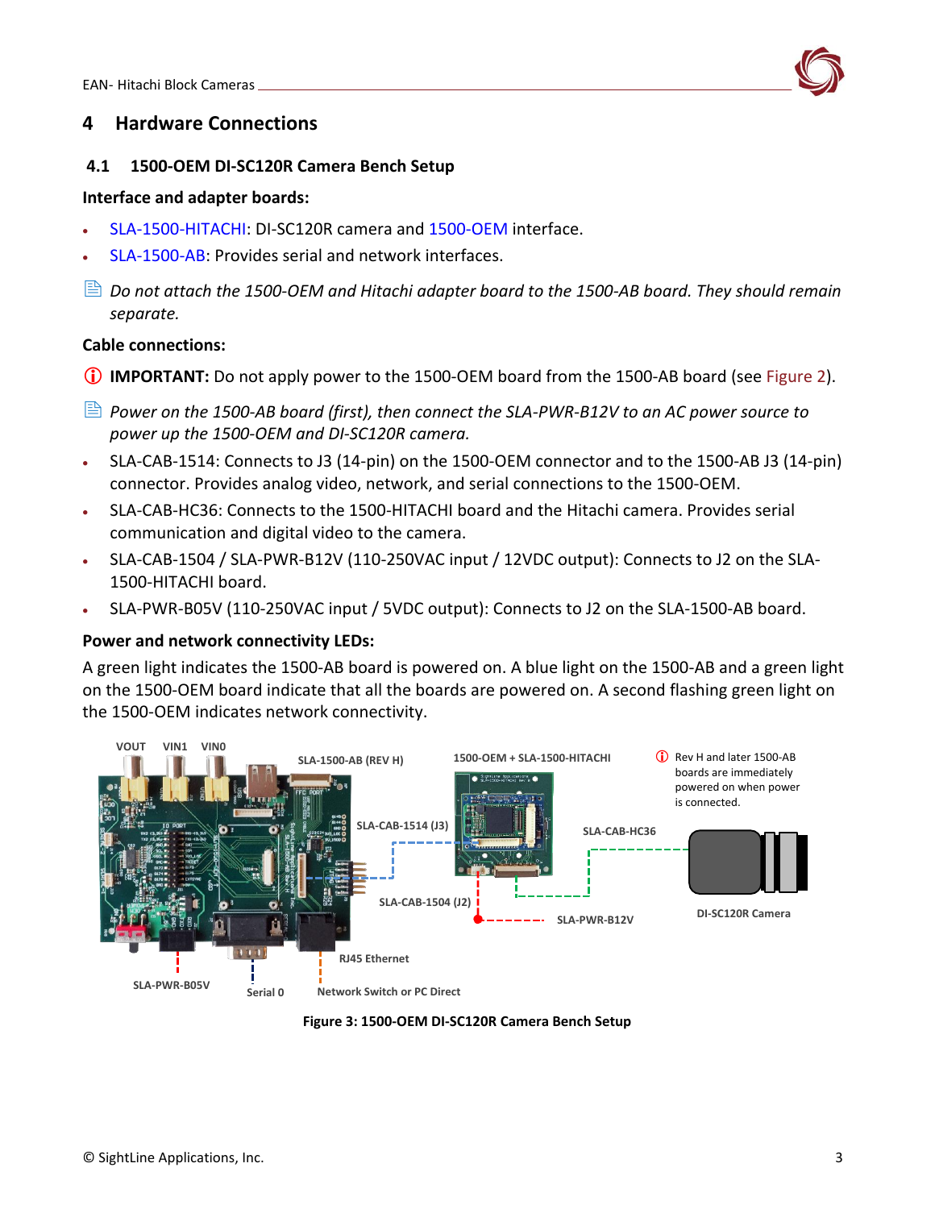# 4 Hardware Connections

## 4.1 1500-OEM DI-SC120R Camera Bench Setup

**Interface and adapter boards:**

- SLA-1500-HITACHI: DI-SC120R camera and 1500-OEM interface.
- SLA-1500-AB: Provides serial and network interfaces.

*Do not attach the 1500-OEM and Hitachi adapter board to the 1500-AB board. They should remain separate.*

**Cable connections:**

ⓘ **IMPORTANT:** Do not apply power to the 1500-OEM board from the 1500-AB board (see Figure 2).

*Power on the 1500-AB board (first), then connect the SLA-PWR-B12V to an AC power source to power up the 1500-OEM and DI-SC120R camera.*

- SLA-CAB-1514: Connects to J3 (14-pin) on the 1500-OEM connector and to the 1500-AB J3 (14-pin) connector. Provides analog video, network, and serial connections to the 1500-OEM.
- SLA-CAB-HC36: Connects to the 1500-HITACHI board and the Hitachi camera. Provides serial communication and digital video to the camera.
- SLA-CAB-1504 / SLA-PWR-B12V (110-250VAC input / 12VDC output): Connects to J2 on the SLA-1500-HITACHI board.
- SLA-PWR-B05V (110-250VAC input / 5VDC output): Connects to J2 on the SLA-1500-AB board.

**Power and network connectivity LEDs:**

A green light indicates the 1500-AB board is powered on. A blue light on the 1500-AB and a green light on the 1500-OEM board indicate that all the boards are powered on. A second flashing green light on the 1500-OEM indicates network connectivity.

VOUT VIN1 VIN0 SLA-1500-AB (REV H) 1500-OEM + SLA-1500-HITACHI ⓘ Rev H and later 1500-AB boards are immediately powered on when power is connected. SLA-CAB-1514 (J3) SLA-CAB-HC36 SLA-CAB-1504 (J2) SLA-PWR-B12V DI-SC120R Camera RJ45 Ethernet SLA-PWR-B05V Serial 0 Network Switch or PC Direct

**Figure 3: 1500-OEM DI-SC120R Camera Bench Setup**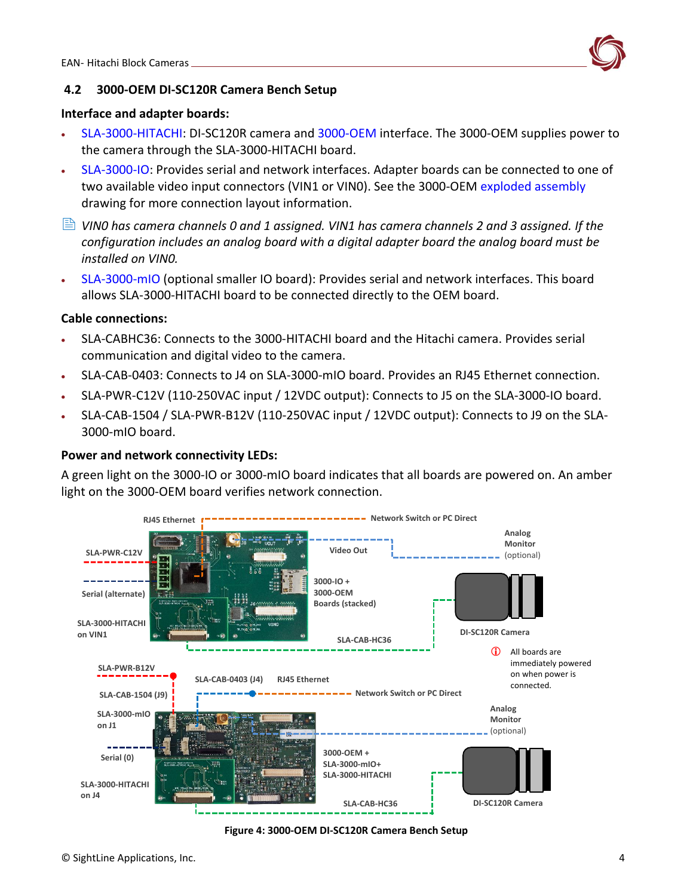## 4.2 3000-OEM DI-SC120R Camera Bench Setup

**Interface and adapter boards:**

- SLA-3000-HITACHI: DI-SC120R camera and 3000-OEM interface. The 3000-OEM supplies power to the camera through the SLA-3000-HITACHI board.
- SLA-3000-IO: Provides serial and network interfaces. Adapter boards can be connected to one of two available video input connectors (VIN1 or VIN0). See the 3000-OEM exploded assembly drawing for more connection layout information.

*VIN0 has camera channels 0 and 1 assigned. VIN1 has camera channels 2 and 3 assigned. If the configuration includes an analog board with a digital adapter board the analog board must be installed on VIN0.*

- SLA-3000-mIO (optional smaller IO board): Provides serial and network interfaces. This board allows SLA-3000-HITACHI board to be connected directly to the OEM board.

**Cable connections:**

- SLA-CABHC36: Connects to the 3000-HITACHI board and the Hitachi camera. Provides serial communication and digital video to the camera.
- SLA-CAB-0403: Connects to J4 on SLA-3000-mIO board. Provides an RJ45 Ethernet connection.
- SLA-PWR-C12V (110-250VAC input / 12VDC output): Connects to J5 on the SLA-3000-IO board.
- SLA-CAB-1504 / SLA-PWR-B12V (110-250VAC input / 12VDC output): Connects to J9 on the SLA-3000-mIO board.

**Power and network connectivity LEDs:**

A green light on the 3000-IO or 3000-mIO board indicates that all boards are powered on. An amber light on the 3000-OEM board verifies network connection.

Figure 4: 3000-OEM DI-SC120R Camera Bench Setup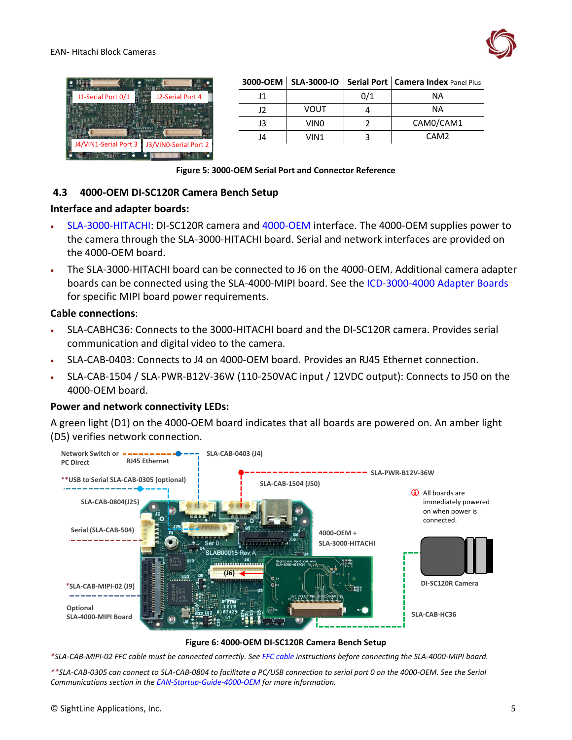| 3000-OEM | SLA-3000-IO | Serial Port | Camera Index Panel Plus |
|---|---|---|---|
| J1 | | 0/1 | NA |
| J2 | VOUT | 4 | NA |
| J3 | VIN0 | 2 | CAM0/CAM1 |
| J4 | VIN1 | 3 | CAM2 |

**Figure 5: 3000-OEM Serial Port and Connector Reference**

## 4.3 4000-OEM DI-SC120R Camera Bench Setup

**Interface and adapter boards:**

- SLA-3000-HITACHI: DI-SC120R camera and 4000-OEM interface. The 4000-OEM supplies power to the camera through the SLA-3000-HITACHI board. Serial and network interfaces are provided on the 4000-OEM board.
- The SLA-3000-HITACHI board can be connected to J6 on the 4000-OEM. Additional camera adapter boards can be connected using the SLA-4000-MIPI board. See the ICD-3000-4000 Adapter Boards for specific MIPI board power requirements.

**Cable connections**:

- SLA-CABHC36: Connects to the 3000-HITACHI board and the DI-SC120R camera. Provides serial communication and digital video to the camera.
- SLA-CAB-0403: Connects to J4 on 4000-OEM board. Provides an RJ45 Ethernet connection.
- SLA-CAB-1504 / SLA-PWR-B12V-36W (110-250VAC input / 12VDC output): Connects to J50 on the 4000-OEM board.

**Power and network connectivity LEDs:**

A green light (D1) on the 4000-OEM board indicates that all boards are powered on. An amber light (D5) verifies network connection.

**Figure 6: 4000-OEM DI-SC120R Camera Bench Setup**

**SLA-CAB-MIPI-02 FFC cable must be connected correctly. See FFC cable instructions before connecting the SLA-4000-MIPI board.*

***SLA-CAB-0305 can connect to SLA-CAB-0804 to facilitate a PC/USB connection to serial port 0 on the 4000-OEM. See the Serial Communications section in the EAN-Startup-Guide-4000-OEM for more information.*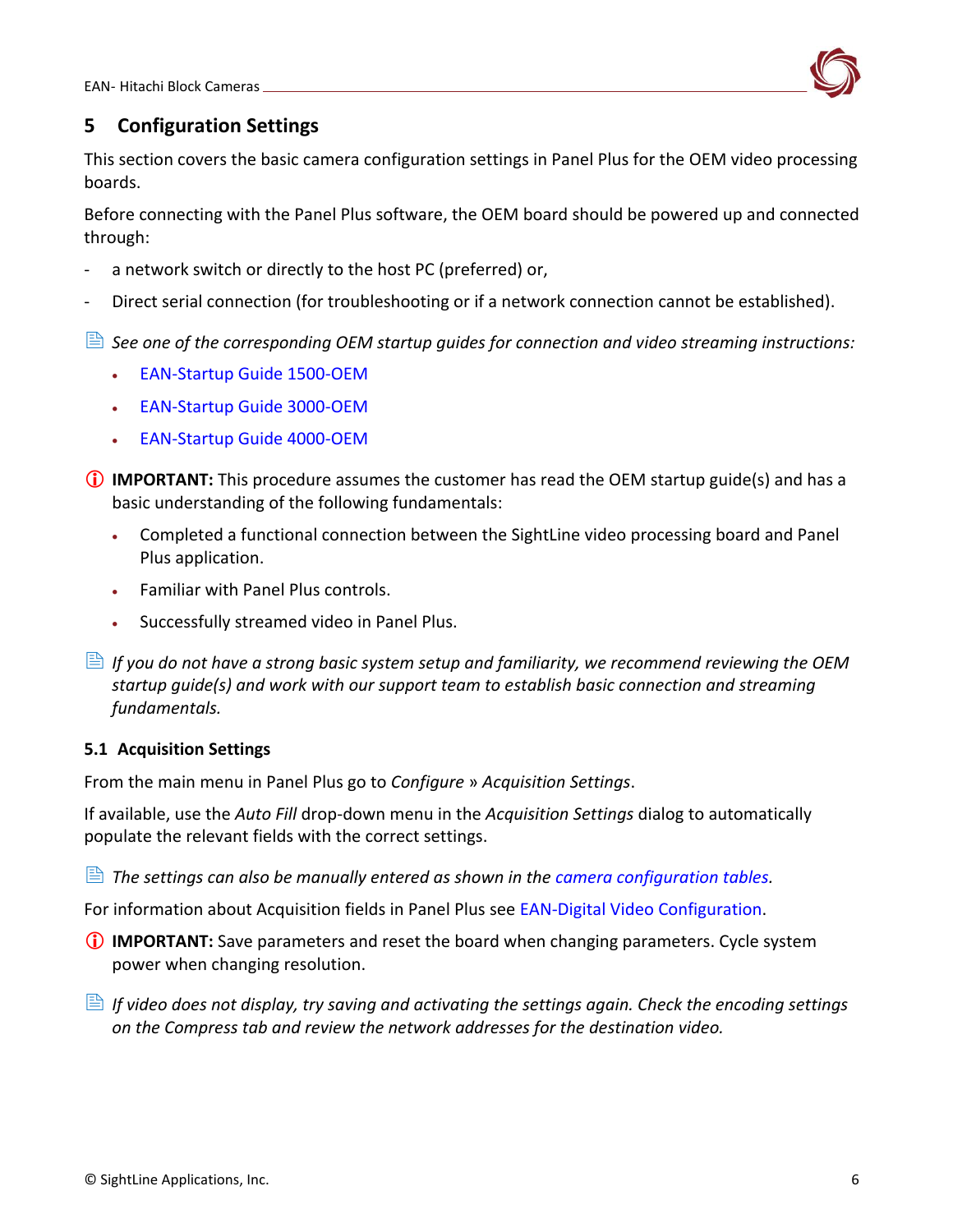# 5 Configuration Settings

This section covers the basic camera configuration settings in Panel Plus for the OEM video processing boards.

Before connecting with the Panel Plus software, the OEM board should be powered up and connected through:

- a network switch or directly to the host PC (preferred) or,
- Direct serial connection (for troubleshooting or if a network connection cannot be established).

*See one of the corresponding OEM startup guides for connection and video streaming instructions:*

- EAN-Startup Guide 1500-OEM
- EAN-Startup Guide 3000-OEM
- EAN-Startup Guide 4000-OEM

**IMPORTANT:** This procedure assumes the customer has read the OEM startup guide(s) and has a basic understanding of the following fundamentals:

- Completed a functional connection between the SightLine video processing board and Panel Plus application.
- Familiar with Panel Plus controls.
- Successfully streamed video in Panel Plus.

*If you do not have a strong basic system setup and familiarity, we recommend reviewing the OEM startup guide(s) and work with our support team to establish basic connection and streaming fundamentals.*

## 5.1 Acquisition Settings

From the main menu in Panel Plus go to *Configure* » *Acquisition Settings*.

If available, use the *Auto Fill* drop-down menu in the *Acquisition Settings* dialog to automatically populate the relevant fields with the correct settings.

*The settings can also be manually entered as shown in the camera configuration tables.*

For information about Acquisition fields in Panel Plus see EAN-Digital Video Configuration.

**IMPORTANT:** Save parameters and reset the board when changing parameters. Cycle system power when changing resolution.

*If video does not display, try saving and activating the settings again. Check the encoding settings on the Compress tab and review the network addresses for the destination video.*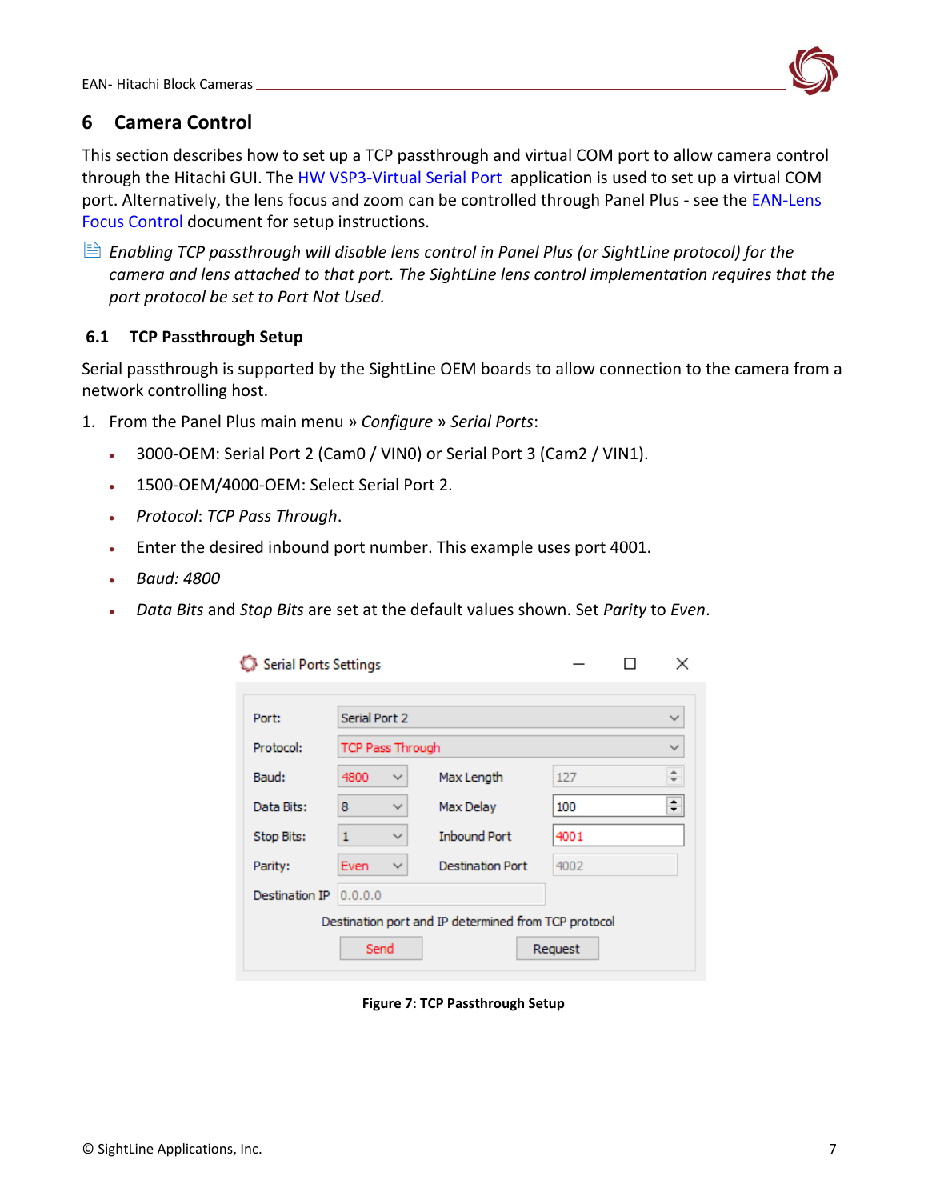# 6 Camera Control

This section describes how to set up a TCP passthrough and virtual COM port to allow camera control through the Hitachi GUI. The HW VSP3-Virtual Serial Port application is used to set up a virtual COM port. Alternatively, the lens focus and zoom can be controlled through Panel Plus - see the EAN-Lens Focus Control document for setup instructions.

*Enabling TCP passthrough will disable lens control in Panel Plus (or SightLine protocol) for the camera and lens attached to that port. The SightLine lens control implementation requires that the port protocol be set to Port Not Used.*

## 6.1 TCP Passthrough Setup

Serial passthrough is supported by the SightLine OEM boards to allow connection to the camera from a network controlling host.

1. From the Panel Plus main menu » *Configure* » *Serial Ports*:
   - 3000-OEM: Serial Port 2 (Cam0 / VIN0) or Serial Port 3 (Cam2 / VIN1).
   - 1500-OEM/4000-OEM: Select Serial Port 2.
   - *Protocol*: *TCP Pass Through*.
   - Enter the desired inbound port number. This example uses port 4001.
   - *Baud: 4800*
   - *Data Bits* and *Stop Bits* are set at the default values shown. Set *Parity* to *Even*.

Serial Ports Settings

| | | | |
|---|---|---|---|
| Port: | Serial Port 2 | | |
| Protocol: | TCP Pass Through | | |
| Baud: | 4800 | Max Length | 127 |
| Data Bits: | 8 | Max Delay | 100 |
| Stop Bits: | 1 | Inbound Port | 4001 |
| Parity: | Even | Destination Port | 4002 |
| Destination IP | 0.0.0.0 | | |

Destination port and IP determined from TCP protocol

Send | Request

**Figure 7: TCP Passthrough Setup**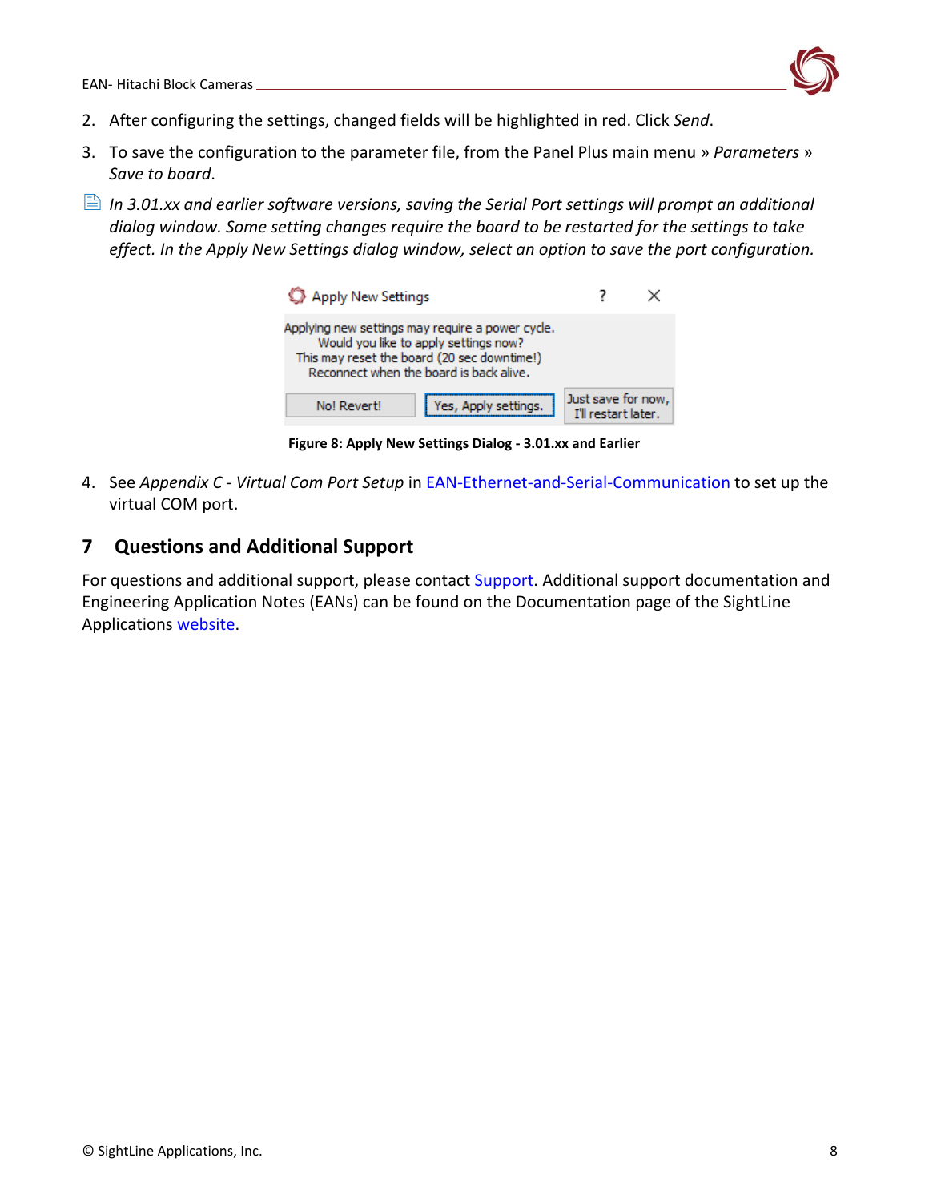2. After configuring the settings, changed fields will be highlighted in red. Click *Send*.
3. To save the configuration to the parameter file, from the Panel Plus main menu » *Parameters* » *Save to board*.

*In 3.01.xx and earlier software versions, saving the Serial Port settings will prompt an additional dialog window. Some setting changes require the board to be restarted for the settings to take effect. In the Apply New Settings dialog window, select an option to save the port configuration.*

**Figure 8: Apply New Settings Dialog - 3.01.xx and Earlier**

4. See *Appendix C - Virtual Com Port Setup* in EAN-Ethernet-and-Serial-Communication to set up the virtual COM port.

# 7 Questions and Additional Support

For questions and additional support, please contact Support. Additional support documentation and Engineering Application Notes (EANs) can be found on the Documentation page of the SightLine Applications website.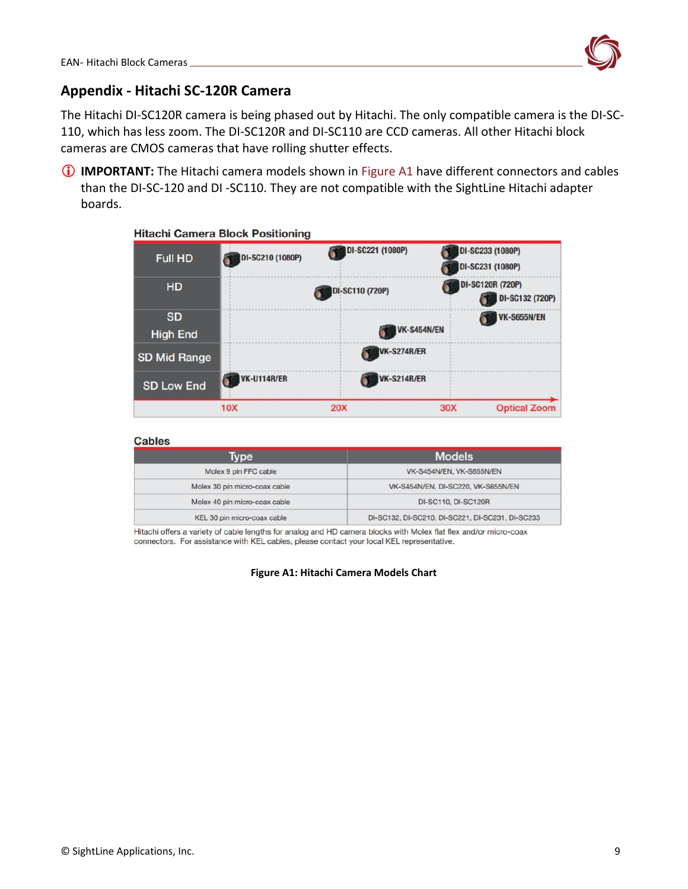## Appendix - Hitachi SC-120R Camera

The Hitachi DI-SC120R camera is being phased out by Hitachi. The only compatible camera is the DI-SC-110, which has less zoom. The DI-SC120R and DI-SC110 are CCD cameras. All other Hitachi block cameras are CMOS cameras that have rolling shutter effects.

ⓘ **IMPORTANT:** The Hitachi camera models shown in Figure A1 have different connectors and cables than the DI-SC-120 and DI -SC110. They are not compatible with the SightLine Hitachi adapter boards.

**Hitachi Camera Block Positioning**

Full HD
HD
SD High End
SD Mid Range
SD Low End

DI-SC210 (1080P)
DI-SC221 (1080P)
DI-SC233 (1080P)
DI-SC231 (1080P)
DI-SC110 (720P)
DI-SC120R (720P)
DI-SC132 (720P)
VK-S655N/EN
VK-S454N/EN
VK-S274R/ER
VK-U114R/ER
VK-S214R/ER

10X 20X 30X Optical Zoom

**Cables**

| Type | Models |
|---|---|
| Molex 9 pin FFC cable | VK-S454N/EN, VK-S655N/EN |
| Molex 30 pin micro-coax cable | VK-S454N/EN, DI-SC220, VK-S655N/EN |
| Molex 40 pin micro-coax cable | DI-SC110, DI-SC120R |
| KEL 30 pin micro-coax cable | DI-SC132, DI-SC210, DI-SC221, DI-SC231, DI-SC233 |

Hitachi offers a variety of cable lengths for analog and HD camera blocks with Molex flat flex and/or micro-coax connectors. For assistance with KEL cables, please contact your local KEL representative.

**Figure A1: Hitachi Camera Models Chart**